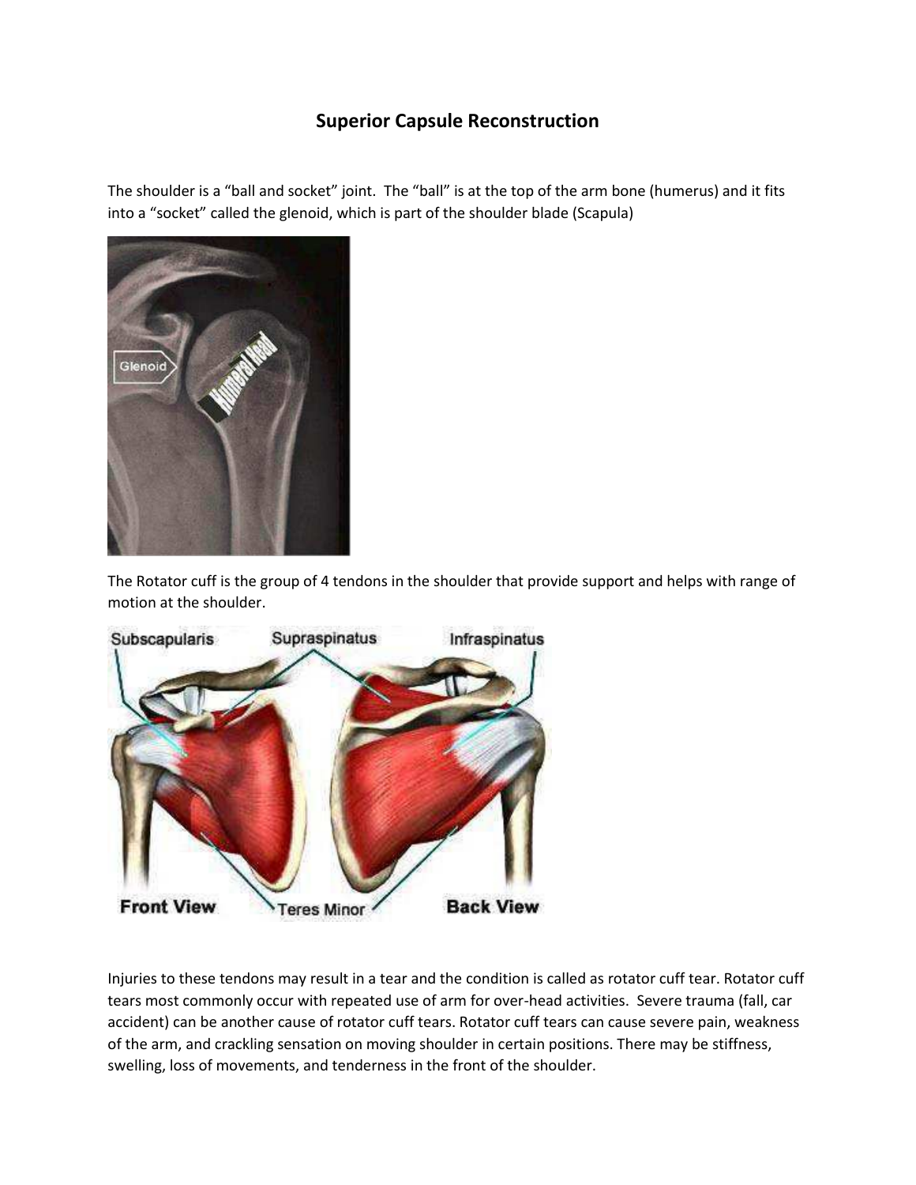# Superior Capsule Reconstruction

The shoulder is a “ball and socket” joint. The “ball” is at the top of the arm bone (humerus) and it fits into a “socket” called the glenoid, which is part of the shoulder blade (Scapula)

The Rotator cuff is the group of 4 tendons in the shoulder that provide support and helps with range of motion at the shoulder.

Injuries to these tendons may result in a tear and the condition is called as rotator cuff tear. Rotator cuff tears most commonly occur with repeated use of arm for over-head activities. Severe trauma (fall, car accident) can be another cause of rotator cuff tears. Rotator cuff tears can cause severe pain, weakness of the arm, and crackling sensation on moving shoulder in certain positions. There may be stiffness, swelling, loss of movements, and tenderness in the front of the shoulder.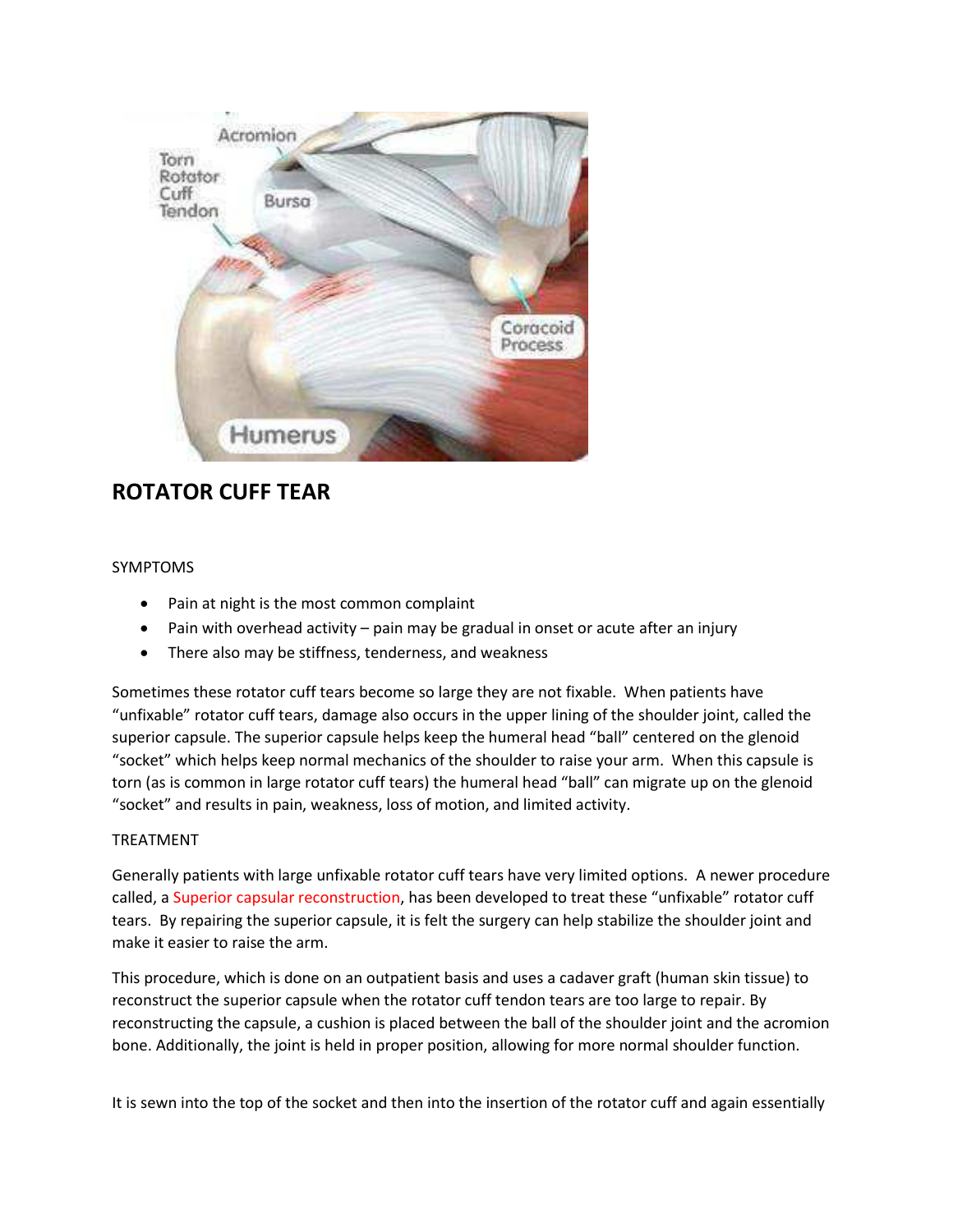# ROTATOR CUFF TEAR

SYMPTOMS

- Pain at night is the most common complaint
- Pain with overhead activity – pain may be gradual in onset or acute after an injury
- There also may be stiffness, tenderness, and weakness

Sometimes these rotator cuff tears become so large they are not fixable. When patients have "unfixable" rotator cuff tears, damage also occurs in the upper lining of the shoulder joint, called the superior capsule. The superior capsule helps keep the humeral head "ball" centered on the glenoid "socket" which helps keep normal mechanics of the shoulder to raise your arm. When this capsule is torn (as is common in large rotator cuff tears) the humeral head "ball" can migrate up on the glenoid "socket" and results in pain, weakness, loss of motion, and limited activity.

TREATMENT

Generally patients with large unfixable rotator cuff tears have very limited options. A newer procedure called, a Superior capsular reconstruction, has been developed to treat these "unfixable" rotator cuff tears. By repairing the superior capsule, it is felt the surgery can help stabilize the shoulder joint and make it easier to raise the arm.

This procedure, which is done on an outpatient basis and uses a cadaver graft (human skin tissue) to reconstruct the superior capsule when the rotator cuff tendon tears are too large to repair. By reconstructing the capsule, a cushion is placed between the ball of the shoulder joint and the acromion bone. Additionally, the joint is held in proper position, allowing for more normal shoulder function.

It is sewn into the top of the socket and then into the insertion of the rotator cuff and again essentially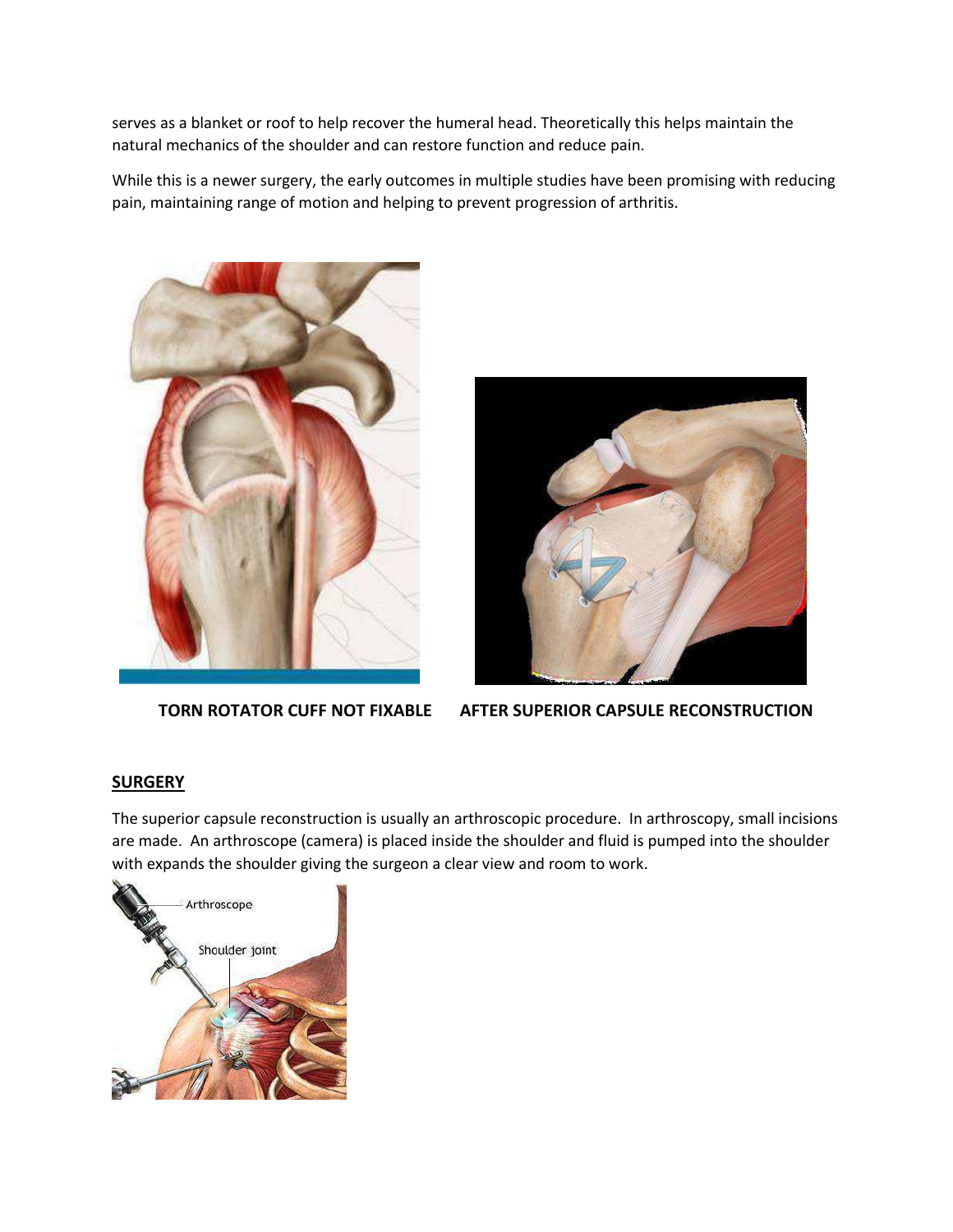serves as a blanket or roof to help recover the humeral head. Theoretically this helps maintain the natural mechanics of the shoulder and can restore function and reduce pain.

While this is a newer surgery, the early outcomes in multiple studies have been promising with reducing pain, maintaining range of motion and helping to prevent progression of arthritis.

**TORN ROTATOR CUFF NOT FIXABLE** **AFTER SUPERIOR CAPSULE RECONSTRUCTION**

## SURGERY

The superior capsule reconstruction is usually an arthroscopic procedure. In arthroscopy, small incisions are made. An arthroscope (camera) is placed inside the shoulder and fluid is pumped into the shoulder with expands the shoulder giving the surgeon a clear view and room to work.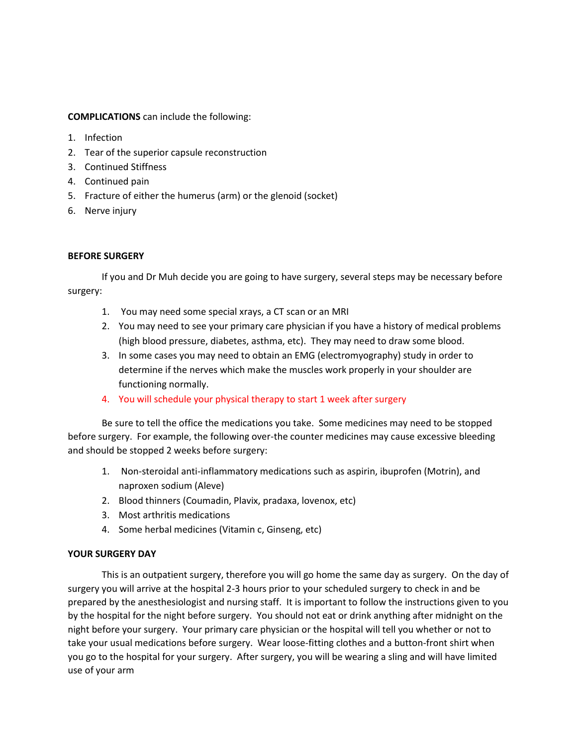**COMPLICATIONS** can include the following:

1. Infection
2. Tear of the superior capsule reconstruction
3. Continued Stiffness
4. Continued pain
5. Fracture of either the humerus (arm) or the glenoid (socket)
6. Nerve injury

**BEFORE SURGERY**

If you and Dr Muh decide you are going to have surgery, several steps may be necessary before surgery:

1. You may need some special xrays, a CT scan or an MRI
2. You may need to see your primary care physician if you have a history of medical problems (high blood pressure, diabetes, asthma, etc). They may need to draw some blood.
3. In some cases you may need to obtain an EMG (electromyography) study in order to determine if the nerves which make the muscles work properly in your shoulder are functioning normally.
4. You will schedule your physical therapy to start 1 week after surgery

Be sure to tell the office the medications you take. Some medicines may need to be stopped before surgery. For example, the following over-the counter medicines may cause excessive bleeding and should be stopped 2 weeks before surgery:

1. Non-steroidal anti-inflammatory medications such as aspirin, ibuprofen (Motrin), and naproxen sodium (Aleve)
2. Blood thinners (Coumadin, Plavix, pradaxa, lovenox, etc)
3. Most arthritis medications
4. Some herbal medicines (Vitamin c, Ginseng, etc)

**YOUR SURGERY DAY**

This is an outpatient surgery, therefore you will go home the same day as surgery. On the day of surgery you will arrive at the hospital 2-3 hours prior to your scheduled surgery to check in and be prepared by the anesthesiologist and nursing staff. It is important to follow the instructions given to you by the hospital for the night before surgery. You should not eat or drink anything after midnight on the night before your surgery. Your primary care physician or the hospital will tell you whether or not to take your usual medications before surgery. Wear loose-fitting clothes and a button-front shirt when you go to the hospital for your surgery. After surgery, you will be wearing a sling and will have limited use of your arm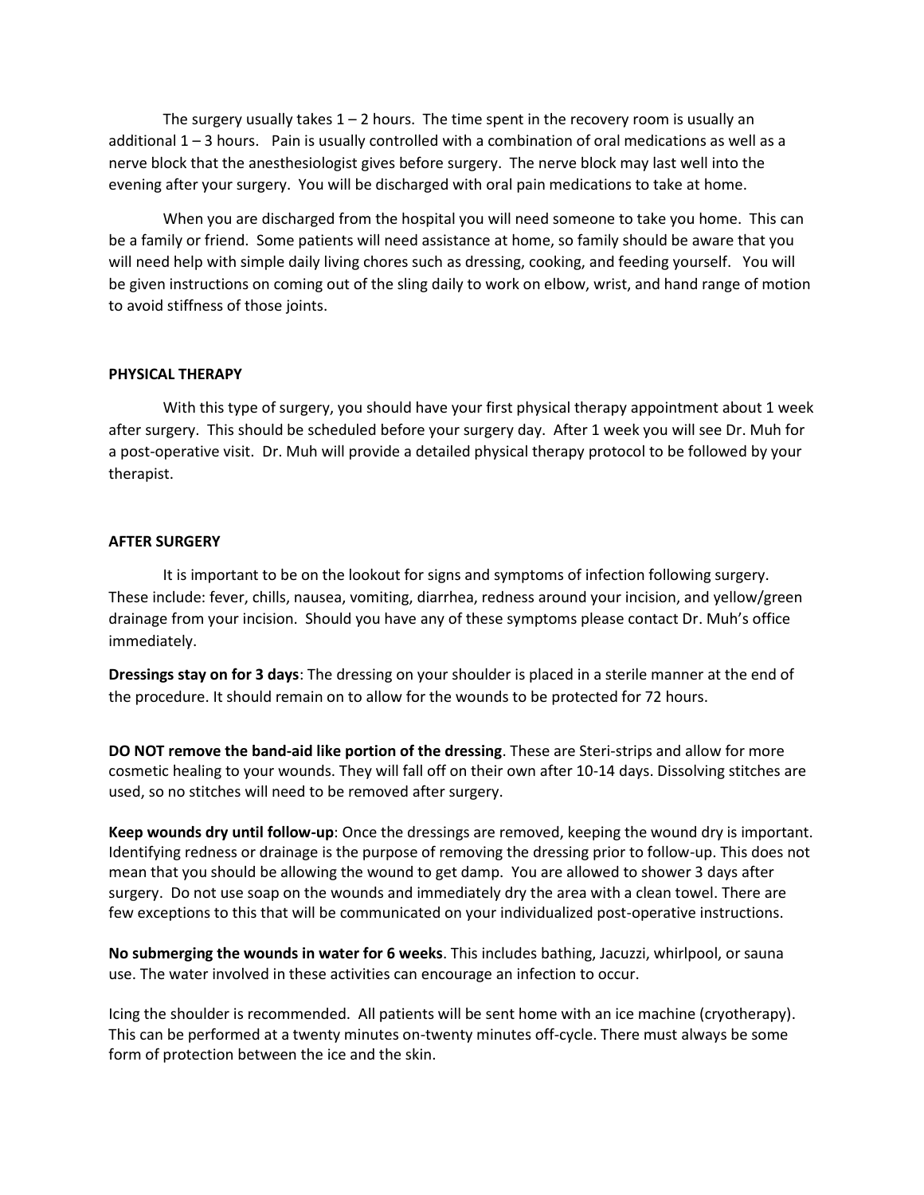The surgery usually takes 1 – 2 hours. The time spent in the recovery room is usually an additional 1 – 3 hours. Pain is usually controlled with a combination of oral medications as well as a nerve block that the anesthesiologist gives before surgery. The nerve block may last well into the evening after your surgery. You will be discharged with oral pain medications to take at home.

When you are discharged from the hospital you will need someone to take you home. This can be a family or friend. Some patients will need assistance at home, so family should be aware that you will need help with simple daily living chores such as dressing, cooking, and feeding yourself. You will be given instructions on coming out of the sling daily to work on elbow, wrist, and hand range of motion to avoid stiffness of those joints.

**PHYSICAL THERAPY**

With this type of surgery, you should have your first physical therapy appointment about 1 week after surgery. This should be scheduled before your surgery day. After 1 week you will see Dr. Muh for a post-operative visit. Dr. Muh will provide a detailed physical therapy protocol to be followed by your therapist.

**AFTER SURGERY**

It is important to be on the lookout for signs and symptoms of infection following surgery. These include: fever, chills, nausea, vomiting, diarrhea, redness around your incision, and yellow/green drainage from your incision. Should you have any of these symptoms please contact Dr. Muh's office immediately.

**Dressings stay on for 3 days**: The dressing on your shoulder is placed in a sterile manner at the end of the procedure. It should remain on to allow for the wounds to be protected for 72 hours.

**DO NOT remove the band-aid like portion of the dressing**. These are Steri-strips and allow for more cosmetic healing to your wounds. They will fall off on their own after 10-14 days. Dissolving stitches are used, so no stitches will need to be removed after surgery.

**Keep wounds dry until follow-up**: Once the dressings are removed, keeping the wound dry is important. Identifying redness or drainage is the purpose of removing the dressing prior to follow-up. This does not mean that you should be allowing the wound to get damp. You are allowed to shower 3 days after surgery. Do not use soap on the wounds and immediately dry the area with a clean towel. There are few exceptions to this that will be communicated on your individualized post-operative instructions.

**No submerging the wounds in water for 6 weeks**. This includes bathing, Jacuzzi, whirlpool, or sauna use. The water involved in these activities can encourage an infection to occur.

Icing the shoulder is recommended. All patients will be sent home with an ice machine (cryotherapy). This can be performed at a twenty minutes on-twenty minutes off-cycle. There must always be some form of protection between the ice and the skin.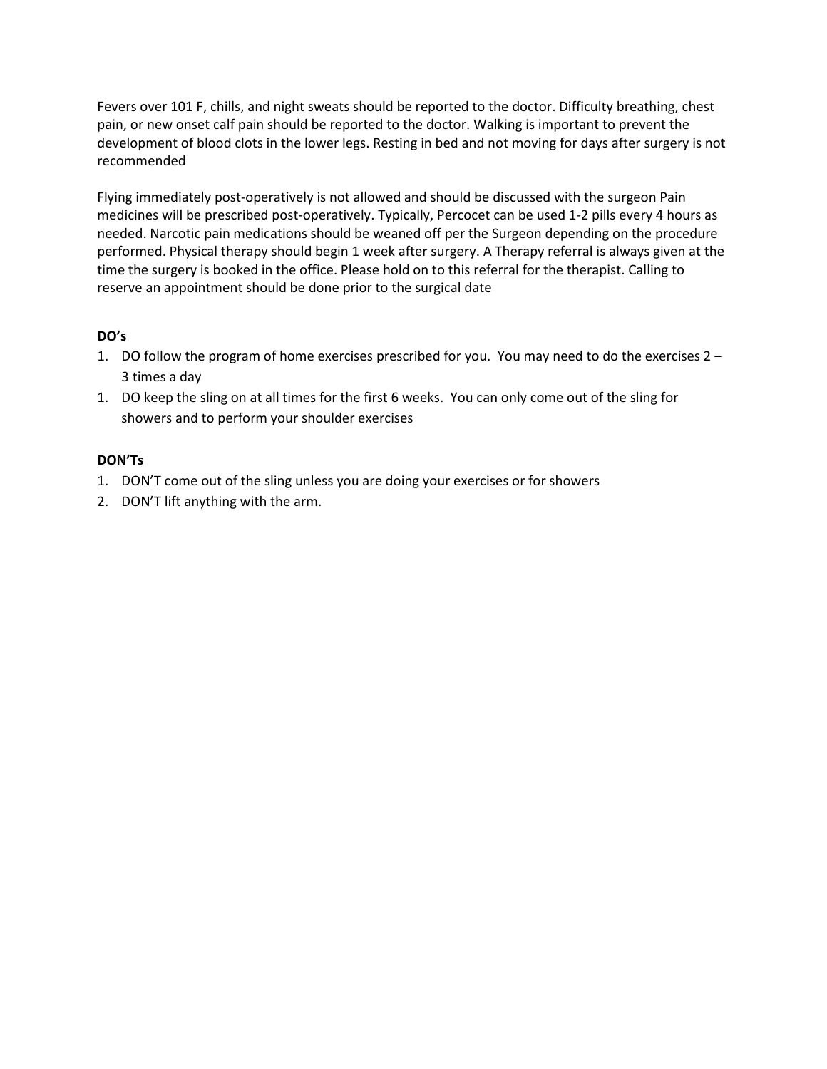Fevers over 101 F, chills, and night sweats should be reported to the doctor. Difficulty breathing, chest pain, or new onset calf pain should be reported to the doctor. Walking is important to prevent the development of blood clots in the lower legs. Resting in bed and not moving for days after surgery is not recommended

Flying immediately post-operatively is not allowed and should be discussed with the surgeon Pain medicines will be prescribed post-operatively. Typically, Percocet can be used 1-2 pills every 4 hours as needed. Narcotic pain medications should be weaned off per the Surgeon depending on the procedure performed. Physical therapy should begin 1 week after surgery. A Therapy referral is always given at the time the surgery is booked in the office. Please hold on to this referral for the therapist. Calling to reserve an appointment should be done prior to the surgical date

**DO's**

1. DO follow the program of home exercises prescribed for you. You may need to do the exercises 2 – 3 times a day
1. DO keep the sling on at all times for the first 6 weeks. You can only come out of the sling for showers and to perform your shoulder exercises

**DON'Ts**

1. DON'T come out of the sling unless you are doing your exercises or for showers
2. DON'T lift anything with the arm.